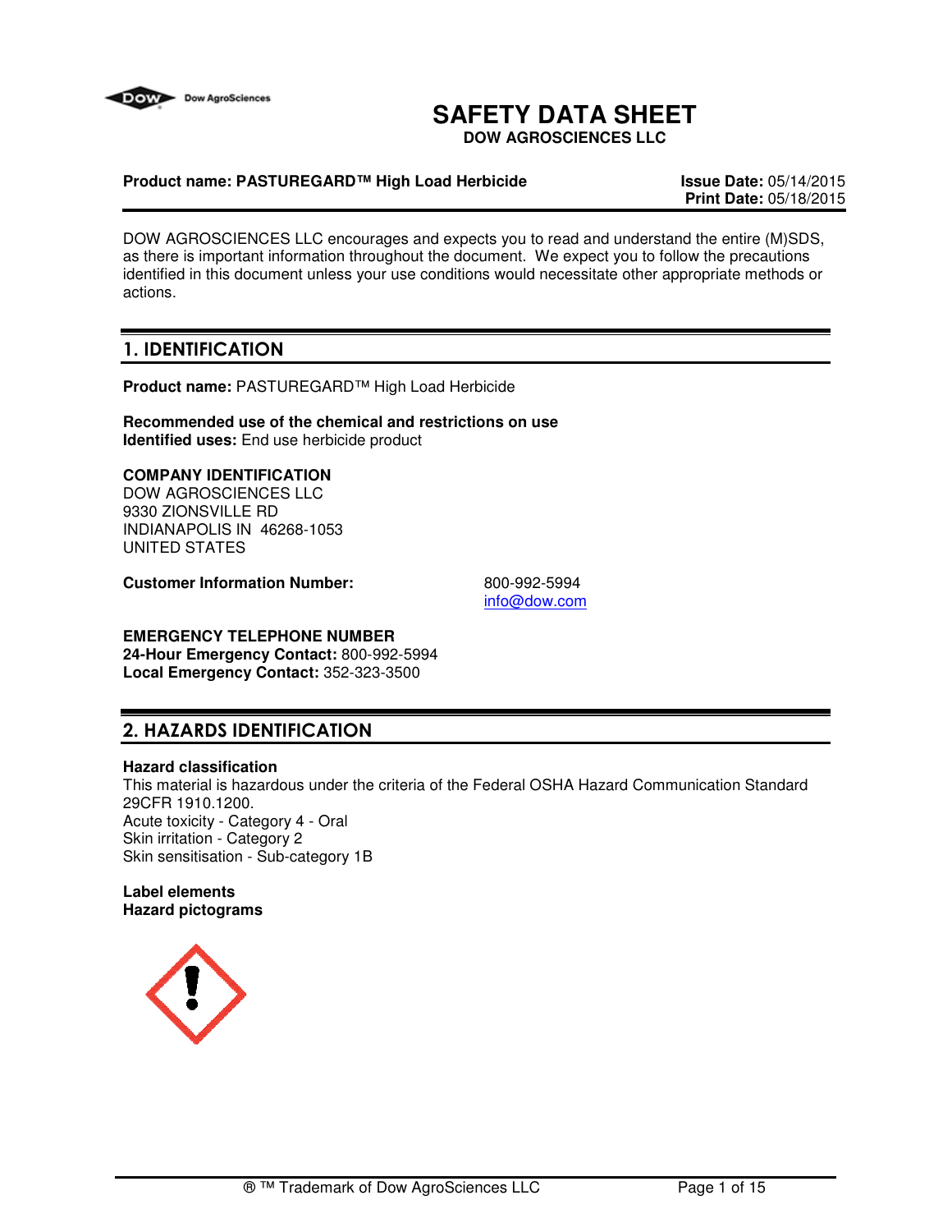# SAFETY DATA SHEET

**DOW AGROSCIENCES LLC**

**Product name: PASTUREGARD™ High Load Herbicide**

**Issue Date:** 05/14/2015
**Print Date:** 05/18/2015

DOW AGROSCIENCES LLC encourages and expects you to read and understand the entire (M)SDS, as there is important information throughout the document. We expect you to follow the precautions identified in this document unless your use conditions would necessitate other appropriate methods or actions.

## 1. IDENTIFICATION

**Product name:** PASTUREGARD™ High Load Herbicide

**Recommended use of the chemical and restrictions on use**
**Identified uses:** End use herbicide product

**COMPANY IDENTIFICATION**
DOW AGROSCIENCES LLC
9330 ZIONSVILLE RD
INDIANAPOLIS IN 46268-1053
UNITED STATES

**Customer Information Number:** 800-992-5994
info@dow.com

**EMERGENCY TELEPHONE NUMBER**
**24-Hour Emergency Contact:** 800-992-5994
**Local Emergency Contact:** 352-323-3500

## 2. HAZARDS IDENTIFICATION

**Hazard classification**
This material is hazardous under the criteria of the Federal OSHA Hazard Communication Standard 29CFR 1910.1200.
Acute toxicity - Category 4 - Oral
Skin irritation - Category 2
Skin sensitisation - Sub-category 1B

**Label elements**
**Hazard pictograms**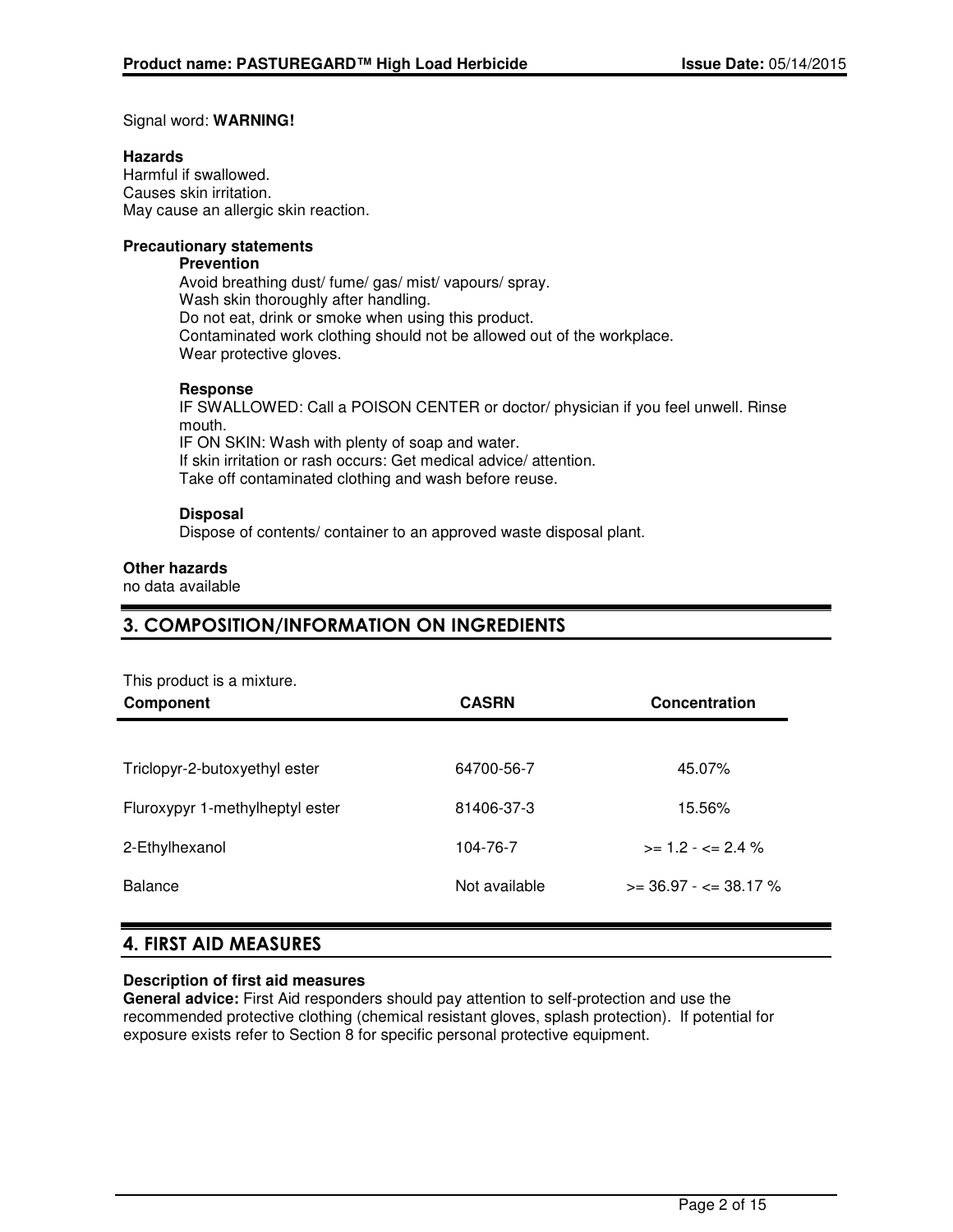Signal word: **WARNING!**

**Hazards**
Harmful if swallowed.
Causes skin irritation.
May cause an allergic skin reaction.

**Precautionary statements**

**Prevention**
Avoid breathing dust/ fume/ gas/ mist/ vapours/ spray.
Wash skin thoroughly after handling.
Do not eat, drink or smoke when using this product.
Contaminated work clothing should not be allowed out of the workplace.
Wear protective gloves.

**Response**
IF SWALLOWED: Call a POISON CENTER or doctor/ physician if you feel unwell. Rinse mouth.
IF ON SKIN: Wash with plenty of soap and water.
If skin irritation or rash occurs: Get medical advice/ attention.
Take off contaminated clothing and wash before reuse.

**Disposal**
Dispose of contents/ container to an approved waste disposal plant.

**Other hazards**
no data available

## 3. COMPOSITION/INFORMATION ON INGREDIENTS

This product is a mixture.

| Component | CASRN | Concentration |
|---|---|---|
| Triclopyr-2-butoxyethyl ester | 64700-56-7 | 45.07% |
| Fluroxypyr 1-methylheptyl ester | 81406-37-3 | 15.56% |
| 2-Ethylhexanol | 104-76-7 | >= 1.2 - <= 2.4 % |
| Balance | Not available | >= 36.97 - <= 38.17 % |

## 4. FIRST AID MEASURES

**Description of first aid measures**
**General advice:** First Aid responders should pay attention to self-protection and use the recommended protective clothing (chemical resistant gloves, splash protection). If potential for exposure exists refer to Section 8 for specific personal protective equipment.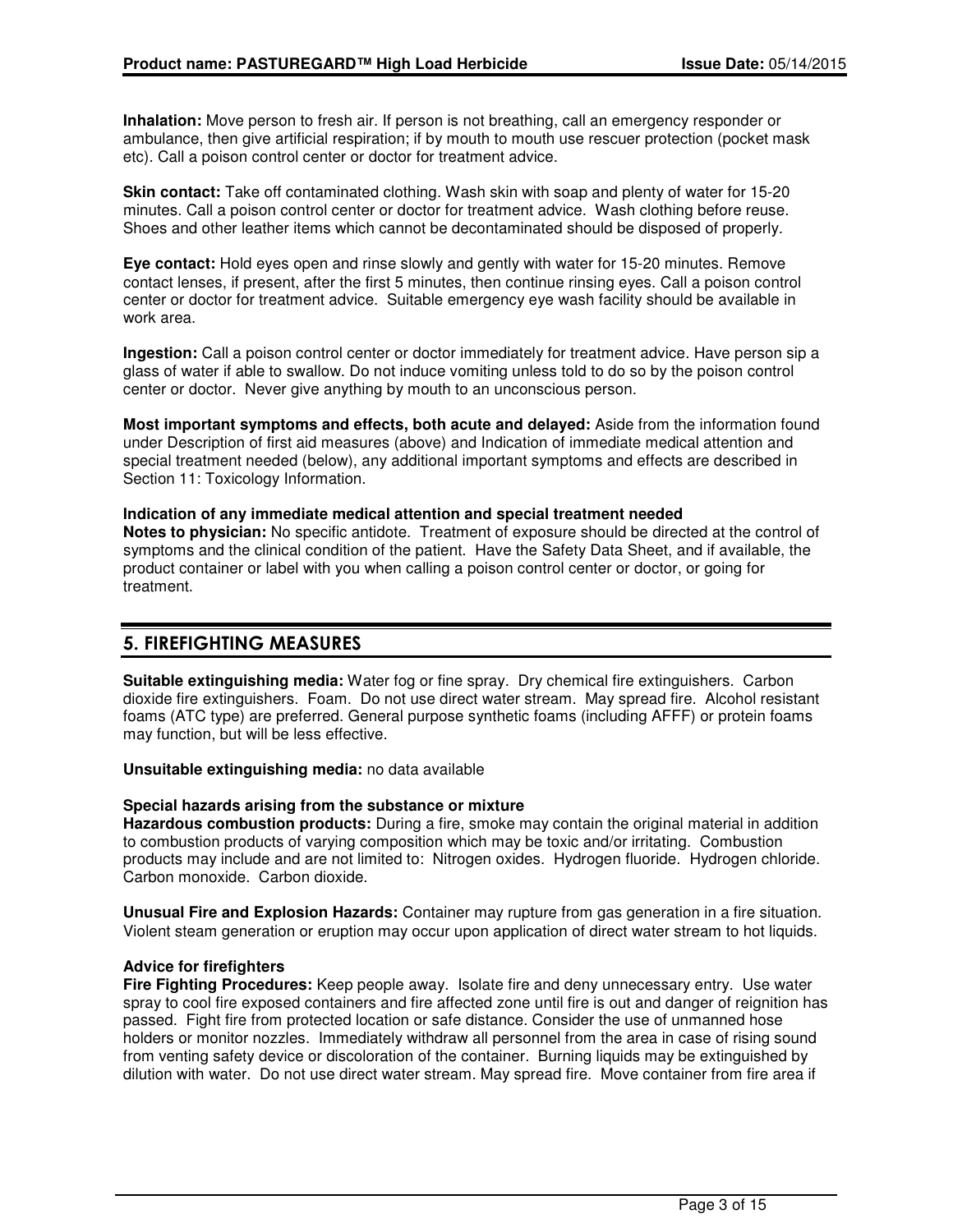**Inhalation:** Move person to fresh air. If person is not breathing, call an emergency responder or ambulance, then give artificial respiration; if by mouth to mouth use rescuer protection (pocket mask etc). Call a poison control center or doctor for treatment advice.

**Skin contact:** Take off contaminated clothing. Wash skin with soap and plenty of water for 15-20 minutes. Call a poison control center or doctor for treatment advice. Wash clothing before reuse. Shoes and other leather items which cannot be decontaminated should be disposed of properly.

**Eye contact:** Hold eyes open and rinse slowly and gently with water for 15-20 minutes. Remove contact lenses, if present, after the first 5 minutes, then continue rinsing eyes. Call a poison control center or doctor for treatment advice. Suitable emergency eye wash facility should be available in work area.

**Ingestion:** Call a poison control center or doctor immediately for treatment advice. Have person sip a glass of water if able to swallow. Do not induce vomiting unless told to do so by the poison control center or doctor. Never give anything by mouth to an unconscious person.

**Most important symptoms and effects, both acute and delayed:** Aside from the information found under Description of first aid measures (above) and Indication of immediate medical attention and special treatment needed (below), any additional important symptoms and effects are described in Section 11: Toxicology Information.

**Indication of any immediate medical attention and special treatment needed**
**Notes to physician:** No specific antidote. Treatment of exposure should be directed at the control of symptoms and the clinical condition of the patient. Have the Safety Data Sheet, and if available, the product container or label with you when calling a poison control center or doctor, or going for treatment.

## 5. FIREFIGHTING MEASURES

**Suitable extinguishing media:** Water fog or fine spray. Dry chemical fire extinguishers. Carbon dioxide fire extinguishers. Foam. Do not use direct water stream. May spread fire. Alcohol resistant foams (ATC type) are preferred. General purpose synthetic foams (including AFFF) or protein foams may function, but will be less effective.

**Unsuitable extinguishing media:** no data available

**Special hazards arising from the substance or mixture**
**Hazardous combustion products:** During a fire, smoke may contain the original material in addition to combustion products of varying composition which may be toxic and/or irritating. Combustion products may include and are not limited to: Nitrogen oxides. Hydrogen fluoride. Hydrogen chloride. Carbon monoxide. Carbon dioxide.

**Unusual Fire and Explosion Hazards:** Container may rupture from gas generation in a fire situation. Violent steam generation or eruption may occur upon application of direct water stream to hot liquids.

**Advice for firefighters**
**Fire Fighting Procedures:** Keep people away. Isolate fire and deny unnecessary entry. Use water spray to cool fire exposed containers and fire affected zone until fire is out and danger of reignition has passed. Fight fire from protected location or safe distance. Consider the use of unmanned hose holders or monitor nozzles. Immediately withdraw all personnel from the area in case of rising sound from venting safety device or discoloration of the container. Burning liquids may be extinguished by dilution with water. Do not use direct water stream. May spread fire. Move container from fire area if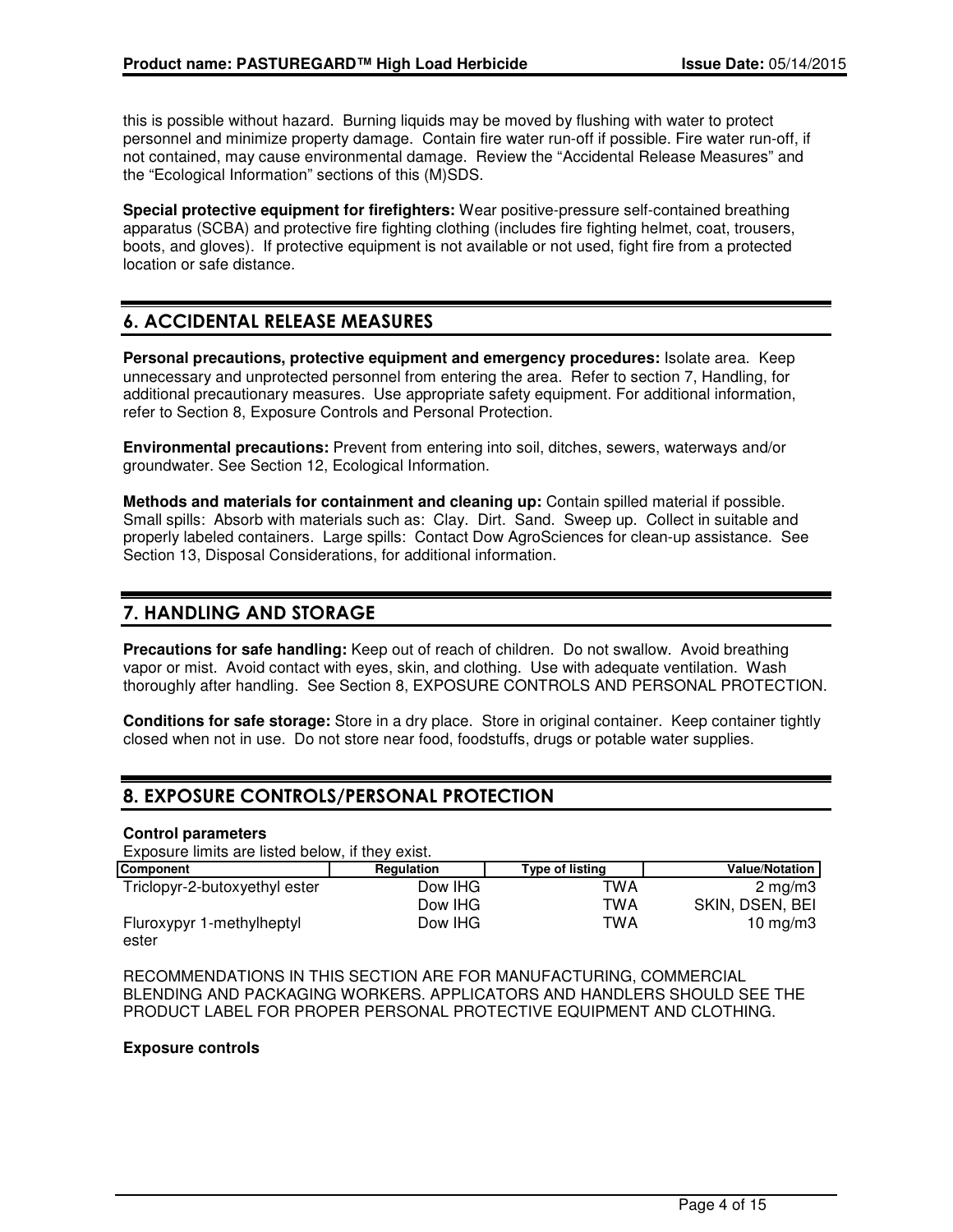this is possible without hazard. Burning liquids may be moved by flushing with water to protect personnel and minimize property damage. Contain fire water run-off if possible. Fire water run-off, if not contained, may cause environmental damage. Review the "Accidental Release Measures" and the "Ecological Information" sections of this (M)SDS.

**Special protective equipment for firefighters:** Wear positive-pressure self-contained breathing apparatus (SCBA) and protective fire fighting clothing (includes fire fighting helmet, coat, trousers, boots, and gloves). If protective equipment is not available or not used, fight fire from a protected location or safe distance.

## 6. ACCIDENTAL RELEASE MEASURES

**Personal precautions, protective equipment and emergency procedures:** Isolate area. Keep unnecessary and unprotected personnel from entering the area. Refer to section 7, Handling, for additional precautionary measures. Use appropriate safety equipment. For additional information, refer to Section 8, Exposure Controls and Personal Protection.

**Environmental precautions:** Prevent from entering into soil, ditches, sewers, waterways and/or groundwater. See Section 12, Ecological Information.

**Methods and materials for containment and cleaning up:** Contain spilled material if possible. Small spills: Absorb with materials such as: Clay. Dirt. Sand. Sweep up. Collect in suitable and properly labeled containers. Large spills: Contact Dow AgroSciences for clean-up assistance. See Section 13, Disposal Considerations, for additional information.

## 7. HANDLING AND STORAGE

**Precautions for safe handling:** Keep out of reach of children. Do not swallow. Avoid breathing vapor or mist. Avoid contact with eyes, skin, and clothing. Use with adequate ventilation. Wash thoroughly after handling. See Section 8, EXPOSURE CONTROLS AND PERSONAL PROTECTION.

**Conditions for safe storage:** Store in a dry place. Store in original container. Keep container tightly closed when not in use. Do not store near food, foodstuffs, drugs or potable water supplies.

## 8. EXPOSURE CONTROLS/PERSONAL PROTECTION

**Control parameters**

Exposure limits are listed below, if they exist.

| Component | Regulation | Type of listing | Value/Notation |
|---|---|---|---|
| Triclopyr-2-butoxyethyl ester | Dow IHG | TWA | 2 mg/m3 |
| | Dow IHG | TWA | SKIN, DSEN, BEI |
| Fluroxypyr 1-methylheptyl ester | Dow IHG | TWA | 10 mg/m3 |

RECOMMENDATIONS IN THIS SECTION ARE FOR MANUFACTURING, COMMERCIAL BLENDING AND PACKAGING WORKERS. APPLICATORS AND HANDLERS SHOULD SEE THE PRODUCT LABEL FOR PROPER PERSONAL PROTECTIVE EQUIPMENT AND CLOTHING.

**Exposure controls**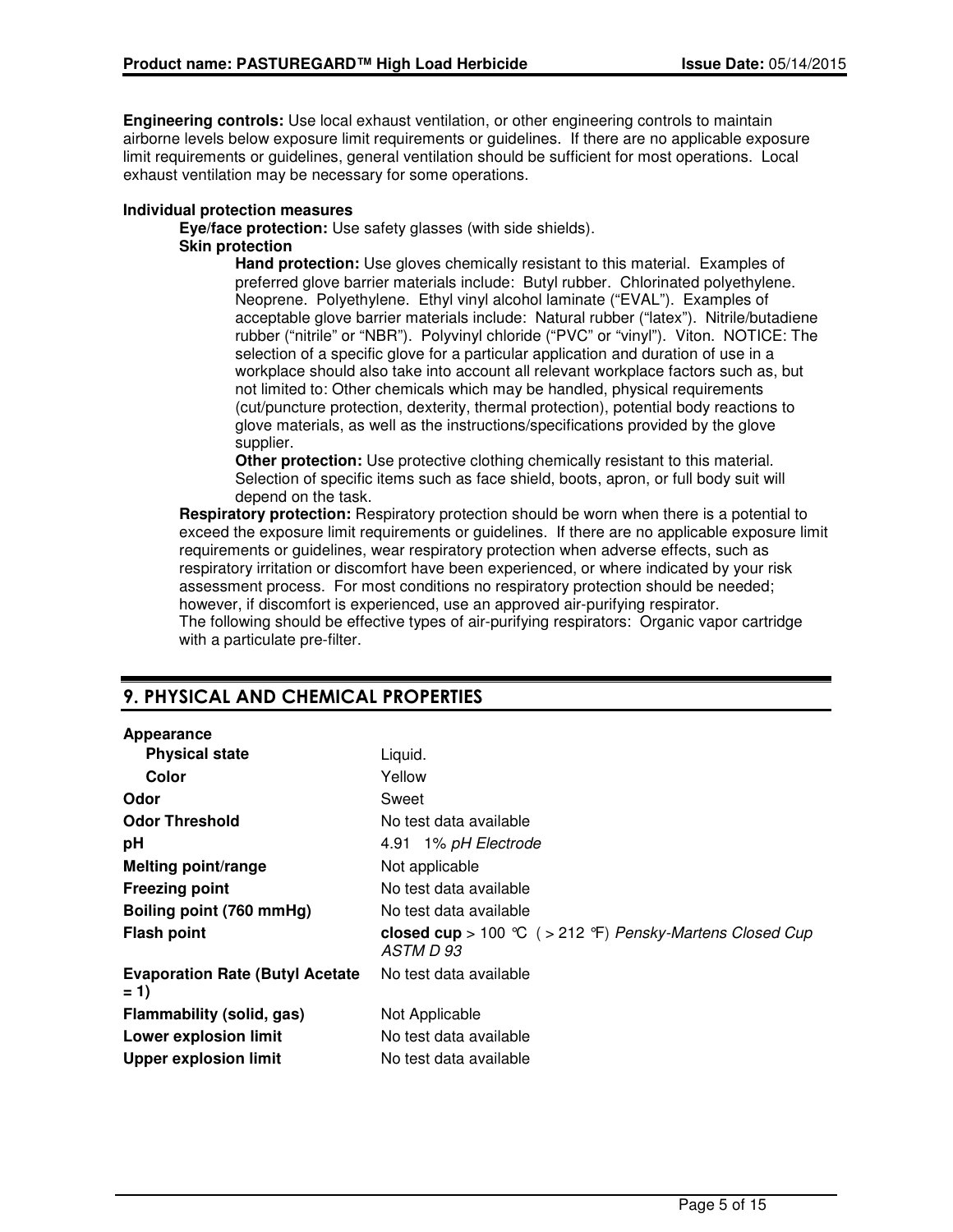**Engineering controls:** Use local exhaust ventilation, or other engineering controls to maintain airborne levels below exposure limit requirements or guidelines. If there are no applicable exposure limit requirements or guidelines, general ventilation should be sufficient for most operations. Local exhaust ventilation may be necessary for some operations.

**Individual protection measures**

**Eye/face protection:** Use safety glasses (with side shields).

**Skin protection**

**Hand protection:** Use gloves chemically resistant to this material. Examples of preferred glove barrier materials include: Butyl rubber. Chlorinated polyethylene. Neoprene. Polyethylene. Ethyl vinyl alcohol laminate ("EVAL"). Examples of acceptable glove barrier materials include: Natural rubber ("latex"). Nitrile/butadiene rubber ("nitrile" or "NBR"). Polyvinyl chloride ("PVC" or "vinyl"). Viton. NOTICE: The selection of a specific glove for a particular application and duration of use in a workplace should also take into account all relevant workplace factors such as, but not limited to: Other chemicals which may be handled, physical requirements (cut/puncture protection, dexterity, thermal protection), potential body reactions to glove materials, as well as the instructions/specifications provided by the glove supplier.

**Other protection:** Use protective clothing chemically resistant to this material. Selection of specific items such as face shield, boots, apron, or full body suit will depend on the task.

**Respiratory protection:** Respiratory protection should be worn when there is a potential to exceed the exposure limit requirements or guidelines. If there are no applicable exposure limit requirements or guidelines, wear respiratory protection when adverse effects, such as respiratory irritation or discomfort have been experienced, or where indicated by your risk assessment process. For most conditions no respiratory protection should be needed; however, if discomfort is experienced, use an approved air-purifying respirator.
The following should be effective types of air-purifying respirators: Organic vapor cartridge with a particulate pre-filter.

## 9. PHYSICAL AND CHEMICAL PROPERTIES

| | |
|---|---|
| **Appearance** | |
| **Physical state** | Liquid. |
| **Color** | Yellow |
| **Odor** | Sweet |
| **Odor Threshold** | No test data available |
| **pH** | 4.91 1% *pH Electrode* |
| **Melting point/range** | Not applicable |
| **Freezing point** | No test data available |
| **Boiling point (760 mmHg)** | No test data available |
| **Flash point** | **closed cup** > 100 ℃ ( > 212 ℉) *Pensky-Martens Closed Cup ASTM D 93* |
| **Evaporation Rate (Butyl Acetate = 1)** | No test data available |
| **Flammability (solid, gas)** | Not Applicable |
| **Lower explosion limit** | No test data available |
| **Upper explosion limit** | No test data available |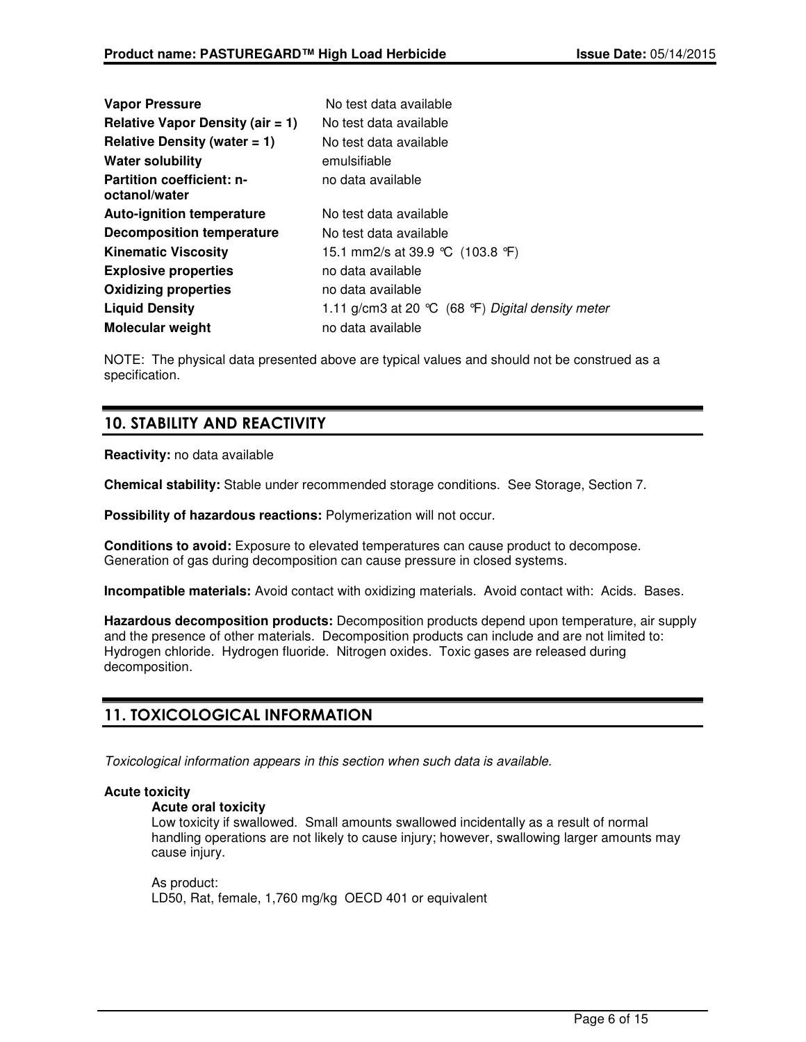| | |
|---|---|
| **Vapor Pressure** | No test data available |
| **Relative Vapor Density (air = 1)** | No test data available |
| **Relative Density (water = 1)** | No test data available |
| **Water solubility** | emulsifiable |
| **Partition coefficient: n-octanol/water** | no data available |
| **Auto-ignition temperature** | No test data available |
| **Decomposition temperature** | No test data available |
| **Kinematic Viscosity** | 15.1 mm2/s at 39.9 °C (103.8 °F) |
| **Explosive properties** | no data available |
| **Oxidizing properties** | no data available |
| **Liquid Density** | 1.11 g/cm3 at 20 °C (68 °F) *Digital density meter* |
| **Molecular weight** | no data available |

NOTE: The physical data presented above are typical values and should not be construed as a specification.

## 10. STABILITY AND REACTIVITY

**Reactivity:** no data available

**Chemical stability:** Stable under recommended storage conditions. See Storage, Section 7.

**Possibility of hazardous reactions:** Polymerization will not occur.

**Conditions to avoid:** Exposure to elevated temperatures can cause product to decompose. Generation of gas during decomposition can cause pressure in closed systems.

**Incompatible materials:** Avoid contact with oxidizing materials. Avoid contact with: Acids. Bases.

**Hazardous decomposition products:** Decomposition products depend upon temperature, air supply and the presence of other materials. Decomposition products can include and are not limited to: Hydrogen chloride. Hydrogen fluoride. Nitrogen oxides. Toxic gases are released during decomposition.

## 11. TOXICOLOGICAL INFORMATION

*Toxicological information appears in this section when such data is available.*

**Acute toxicity**

**Acute oral toxicity**

Low toxicity if swallowed. Small amounts swallowed incidentally as a result of normal handling operations are not likely to cause injury; however, swallowing larger amounts may cause injury.

As product:
LD50, Rat, female, 1,760 mg/kg OECD 401 or equivalent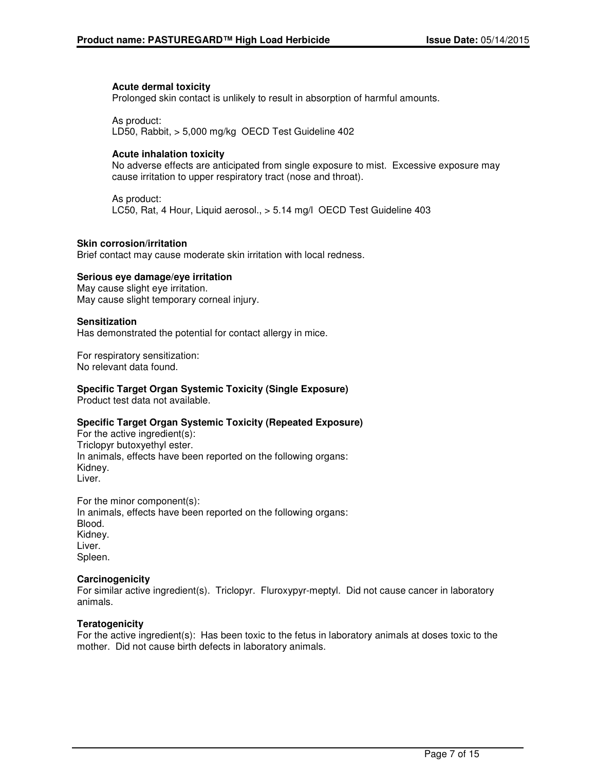#### Acute dermal toxicity

Prolonged skin contact is unlikely to result in absorption of harmful amounts.

As product:
LD50, Rabbit, > 5,000 mg/kg OECD Test Guideline 402

#### Acute inhalation toxicity

No adverse effects are anticipated from single exposure to mist. Excessive exposure may cause irritation to upper respiratory tract (nose and throat).

As product:
LC50, Rat, 4 Hour, Liquid aerosol., > 5.14 mg/l OECD Test Guideline 403

### Skin corrosion/irritation

Brief contact may cause moderate skin irritation with local redness.

### Serious eye damage/eye irritation

May cause slight eye irritation.
May cause slight temporary corneal injury.

### Sensitization

Has demonstrated the potential for contact allergy in mice.

For respiratory sensitization:
No relevant data found.

### Specific Target Organ Systemic Toxicity (Single Exposure)

Product test data not available.

### Specific Target Organ Systemic Toxicity (Repeated Exposure)

For the active ingredient(s):
Triclopyr butoxyethyl ester.
In animals, effects have been reported on the following organs:
Kidney.
Liver.

For the minor component(s):
In animals, effects have been reported on the following organs:
Blood.
Kidney.
Liver.
Spleen.

### Carcinogenicity

For similar active ingredient(s). Triclopyr. Fluroxypyr-meptyl. Did not cause cancer in laboratory animals.

### Teratogenicity

For the active ingredient(s): Has been toxic to the fetus in laboratory animals at doses toxic to the mother. Did not cause birth defects in laboratory animals.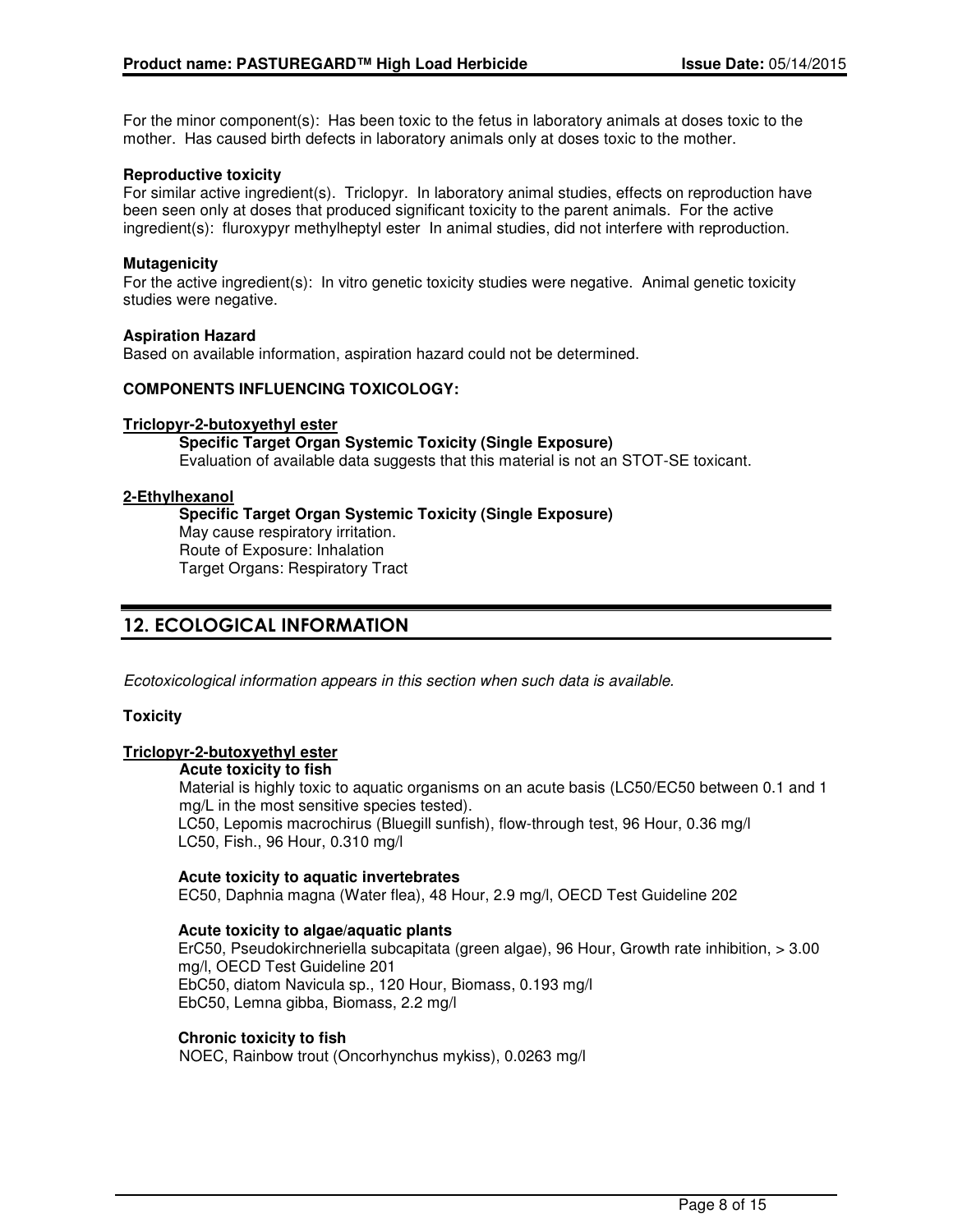For the minor component(s): Has been toxic to the fetus in laboratory animals at doses toxic to the mother. Has caused birth defects in laboratory animals only at doses toxic to the mother.

**Reproductive toxicity**

For similar active ingredient(s). Triclopyr. In laboratory animal studies, effects on reproduction have been seen only at doses that produced significant toxicity to the parent animals. For the active ingredient(s): fluroxypyr methylheptyl ester In animal studies, did not interfere with reproduction.

**Mutagenicity**

For the active ingredient(s): In vitro genetic toxicity studies were negative. Animal genetic toxicity studies were negative.

**Aspiration Hazard**

Based on available information, aspiration hazard could not be determined.

**COMPONENTS INFLUENCING TOXICOLOGY:**

**Triclopyr-2-butoxyethyl ester**

**Specific Target Organ Systemic Toxicity (Single Exposure)**

Evaluation of available data suggests that this material is not an STOT-SE toxicant.

**2-Ethylhexanol**

**Specific Target Organ Systemic Toxicity (Single Exposure)**

May cause respiratory irritation.
Route of Exposure: Inhalation
Target Organs: Respiratory Tract

## 12. ECOLOGICAL INFORMATION

*Ecotoxicological information appears in this section when such data is available.*

**Toxicity**

**Triclopyr-2-butoxyethyl ester**

**Acute toxicity to fish**

Material is highly toxic to aquatic organisms on an acute basis (LC50/EC50 between 0.1 and 1 mg/L in the most sensitive species tested).
LC50, Lepomis macrochirus (Bluegill sunfish), flow-through test, 96 Hour, 0.36 mg/l
LC50, Fish., 96 Hour, 0.310 mg/l

**Acute toxicity to aquatic invertebrates**

EC50, Daphnia magna (Water flea), 48 Hour, 2.9 mg/l, OECD Test Guideline 202

**Acute toxicity to algae/aquatic plants**

ErC50, Pseudokirchneriella subcapitata (green algae), 96 Hour, Growth rate inhibition, > 3.00 mg/l, OECD Test Guideline 201
EbC50, diatom Navicula sp., 120 Hour, Biomass, 0.193 mg/l
EbC50, Lemna gibba, Biomass, 2.2 mg/l

**Chronic toxicity to fish**

NOEC, Rainbow trout (Oncorhynchus mykiss), 0.0263 mg/l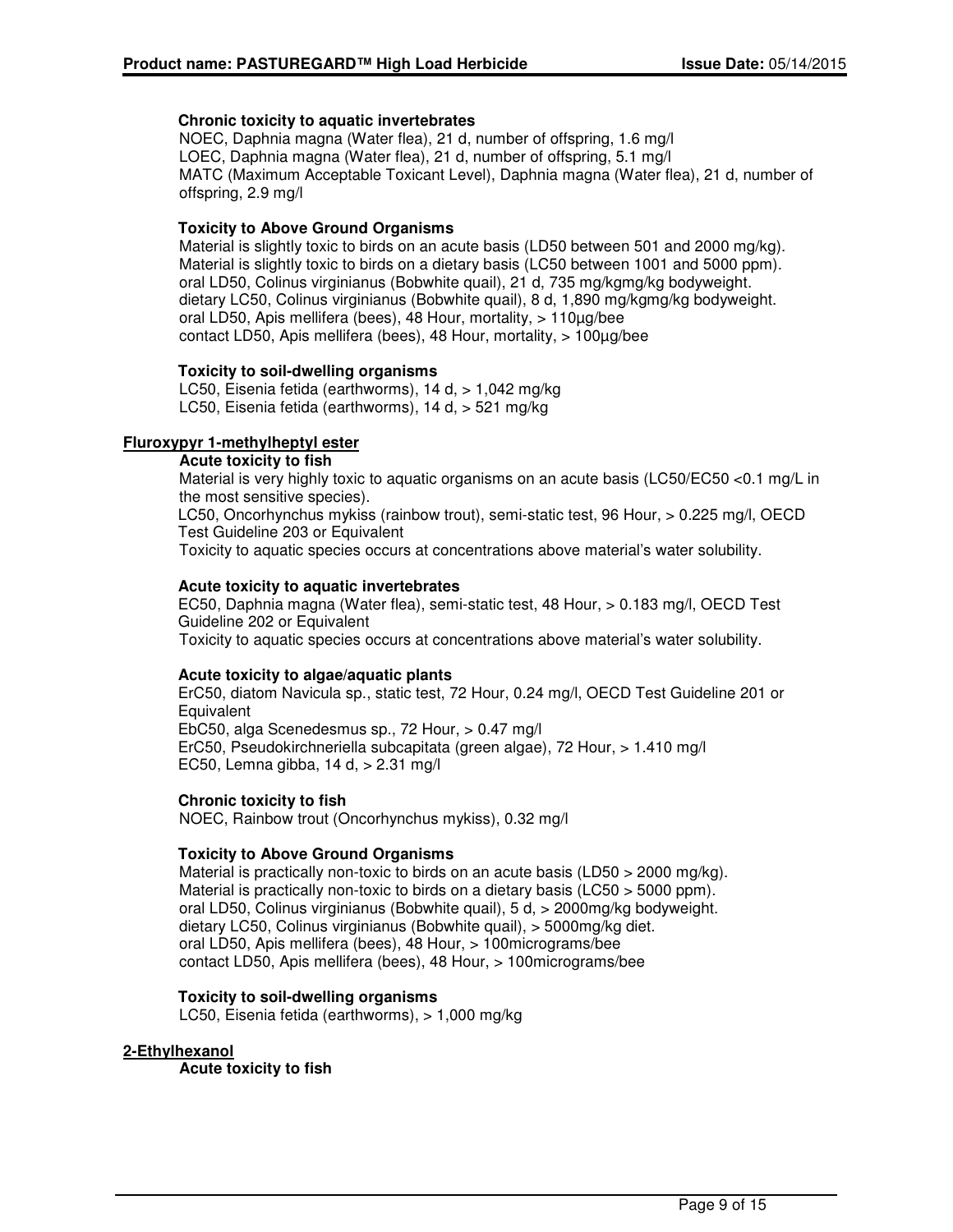**Chronic toxicity to aquatic invertebrates**

NOEC, Daphnia magna (Water flea), 21 d, number of offspring, 1.6 mg/l
LOEC, Daphnia magna (Water flea), 21 d, number of offspring, 5.1 mg/l
MATC (Maximum Acceptable Toxicant Level), Daphnia magna (Water flea), 21 d, number of offspring, 2.9 mg/l

**Toxicity to Above Ground Organisms**

Material is slightly toxic to birds on an acute basis (LD50 between 501 and 2000 mg/kg).
Material is slightly toxic to birds on a dietary basis (LC50 between 1001 and 5000 ppm).
oral LD50, Colinus virginianus (Bobwhite quail), 21 d, 735 mg/kgmg/kg bodyweight.
dietary LC50, Colinus virginianus (Bobwhite quail), 8 d, 1,890 mg/kgmg/kg bodyweight.
oral LD50, Apis mellifera (bees), 48 Hour, mortality, > 110µg/bee
contact LD50, Apis mellifera (bees), 48 Hour, mortality, > 100µg/bee

**Toxicity to soil-dwelling organisms**

LC50, Eisenia fetida (earthworms), 14 d, > 1,042 mg/kg
LC50, Eisenia fetida (earthworms), 14 d, > 521 mg/kg

**Fluroxypyr 1-methylheptyl ester**

**Acute toxicity to fish**

Material is very highly toxic to aquatic organisms on an acute basis (LC50/EC50 <0.1 mg/L in the most sensitive species).
LC50, Oncorhynchus mykiss (rainbow trout), semi-static test, 96 Hour, > 0.225 mg/l, OECD Test Guideline 203 or Equivalent
Toxicity to aquatic species occurs at concentrations above material's water solubility.

**Acute toxicity to aquatic invertebrates**

EC50, Daphnia magna (Water flea), semi-static test, 48 Hour, > 0.183 mg/l, OECD Test Guideline 202 or Equivalent
Toxicity to aquatic species occurs at concentrations above material's water solubility.

**Acute toxicity to algae/aquatic plants**

ErC50, diatom Navicula sp., static test, 72 Hour, 0.24 mg/l, OECD Test Guideline 201 or Equivalent
EbC50, alga Scenedesmus sp., 72 Hour, > 0.47 mg/l
ErC50, Pseudokirchneriella subcapitata (green algae), 72 Hour, > 1.410 mg/l
EC50, Lemna gibba, 14 d, > 2.31 mg/l

**Chronic toxicity to fish**

NOEC, Rainbow trout (Oncorhynchus mykiss), 0.32 mg/l

**Toxicity to Above Ground Organisms**

Material is practically non-toxic to birds on an acute basis (LD50 > 2000 mg/kg).
Material is practically non-toxic to birds on a dietary basis (LC50 > 5000 ppm).
oral LD50, Colinus virginianus (Bobwhite quail), 5 d, > 2000mg/kg bodyweight.
dietary LC50, Colinus virginianus (Bobwhite quail), > 5000mg/kg diet.
oral LD50, Apis mellifera (bees), 48 Hour, > 100micrograms/bee
contact LD50, Apis mellifera (bees), 48 Hour, > 100micrograms/bee

**Toxicity to soil-dwelling organisms**

LC50, Eisenia fetida (earthworms), > 1,000 mg/kg

**2-Ethylhexanol**

**Acute toxicity to fish**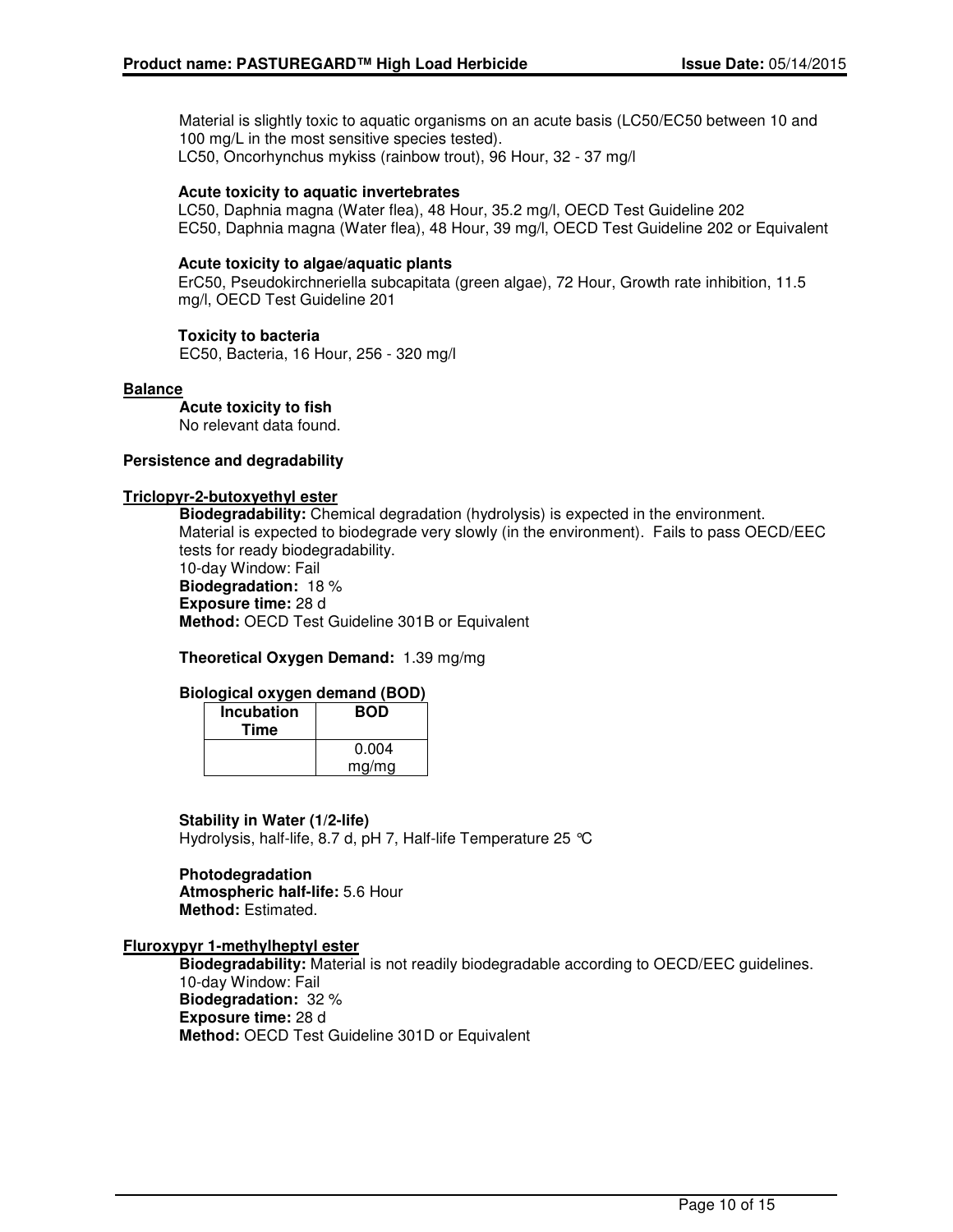Material is slightly toxic to aquatic organisms on an acute basis (LC50/EC50 between 10 and 100 mg/L in the most sensitive species tested).
LC50, Oncorhynchus mykiss (rainbow trout), 96 Hour, 32 - 37 mg/l

**Acute toxicity to aquatic invertebrates**
LC50, Daphnia magna (Water flea), 48 Hour, 35.2 mg/l, OECD Test Guideline 202
EC50, Daphnia magna (Water flea), 48 Hour, 39 mg/l, OECD Test Guideline 202 or Equivalent

**Acute toxicity to algae/aquatic plants**
ErC50, Pseudokirchneriella subcapitata (green algae), 72 Hour, Growth rate inhibition, 11.5 mg/l, OECD Test Guideline 201

**Toxicity to bacteria**
EC50, Bacteria, 16 Hour, 256 - 320 mg/l

**Balance**

**Acute toxicity to fish**
No relevant data found.

**Persistence and degradability**

**Triclopyr-2-butoxyethyl ester**

**Biodegradability:** Chemical degradation (hydrolysis) is expected in the environment. Material is expected to biodegrade very slowly (in the environment). Fails to pass OECD/EEC tests for ready biodegradability.
10-day Window: Fail
**Biodegradation:** 18 %
**Exposure time:** 28 d
**Method:** OECD Test Guideline 301B or Equivalent

**Theoretical Oxygen Demand:** 1.39 mg/mg

**Biological oxygen demand (BOD)**

| Incubation Time | BOD |
|---|---|
| | 0.004 mg/mg |

**Stability in Water (1/2-life)**
Hydrolysis, half-life, 8.7 d, pH 7, Half-life Temperature 25 °C

**Photodegradation**
**Atmospheric half-life:** 5.6 Hour
**Method:** Estimated.

**Fluroxypyr 1-methylheptyl ester**

**Biodegradability:** Material is not readily biodegradable according to OECD/EEC guidelines.
10-day Window: Fail
**Biodegradation:** 32 %
**Exposure time:** 28 d
**Method:** OECD Test Guideline 301D or Equivalent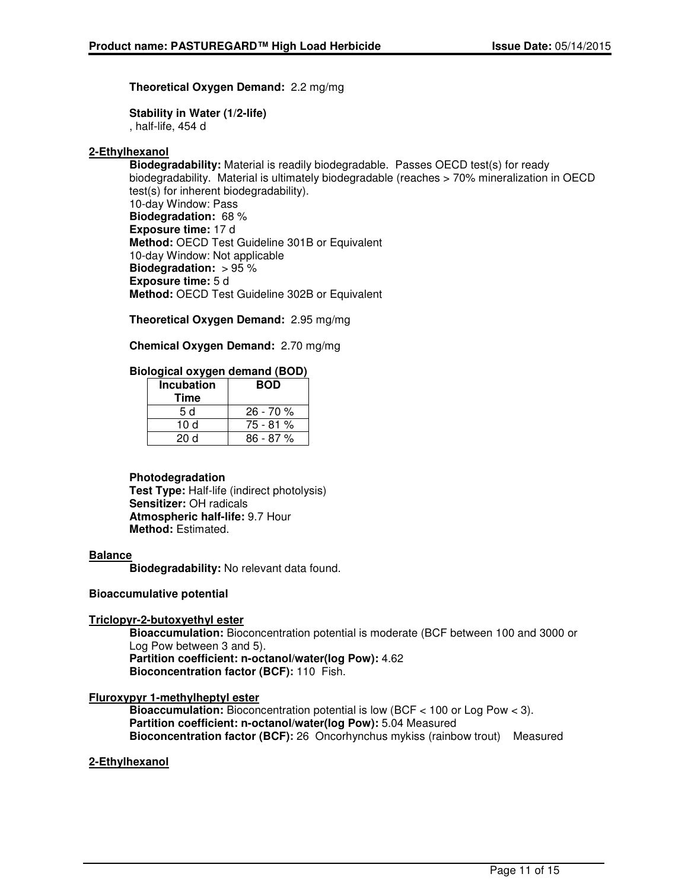**Theoretical Oxygen Demand:** 2.2 mg/mg

**Stability in Water (1/2-life)**
, half-life, 454 d

**2-Ethylhexanol**

**Biodegradability:** Material is readily biodegradable. Passes OECD test(s) for ready biodegradability. Material is ultimately biodegradable (reaches > 70% mineralization in OECD test(s) for inherent biodegradability).
10-day Window: Pass
**Biodegradation:** 68 %
**Exposure time:** 17 d
**Method:** OECD Test Guideline 301B or Equivalent
10-day Window: Not applicable
**Biodegradation:** > 95 %
**Exposure time:** 5 d
**Method:** OECD Test Guideline 302B or Equivalent

**Theoretical Oxygen Demand:** 2.95 mg/mg

**Chemical Oxygen Demand:** 2.70 mg/mg

**Biological oxygen demand (BOD)**

| Incubation Time | BOD |
|---|---|
| 5 d | 26 - 70 % |
| 10 d | 75 - 81 % |
| 20 d | 86 - 87 % |

**Photodegradation**
**Test Type:** Half-life (indirect photolysis)
**Sensitizer:** OH radicals
**Atmospheric half-life:** 9.7 Hour
**Method:** Estimated.

**Balance**

**Biodegradability:** No relevant data found.

**Bioaccumulative potential**

**Triclopyr-2-butoxyethyl ester**

**Bioaccumulation:** Bioconcentration potential is moderate (BCF between 100 and 3000 or Log Pow between 3 and 5).
**Partition coefficient: n-octanol/water(log Pow):** 4.62
**Bioconcentration factor (BCF):** 110 Fish.

**Fluroxypyr 1-methylheptyl ester**

**Bioaccumulation:** Bioconcentration potential is low (BCF < 100 or Log Pow < 3).
**Partition coefficient: n-octanol/water(log Pow):** 5.04 Measured
**Bioconcentration factor (BCF):** 26 Oncorhynchus mykiss (rainbow trout) Measured

**2-Ethylhexanol**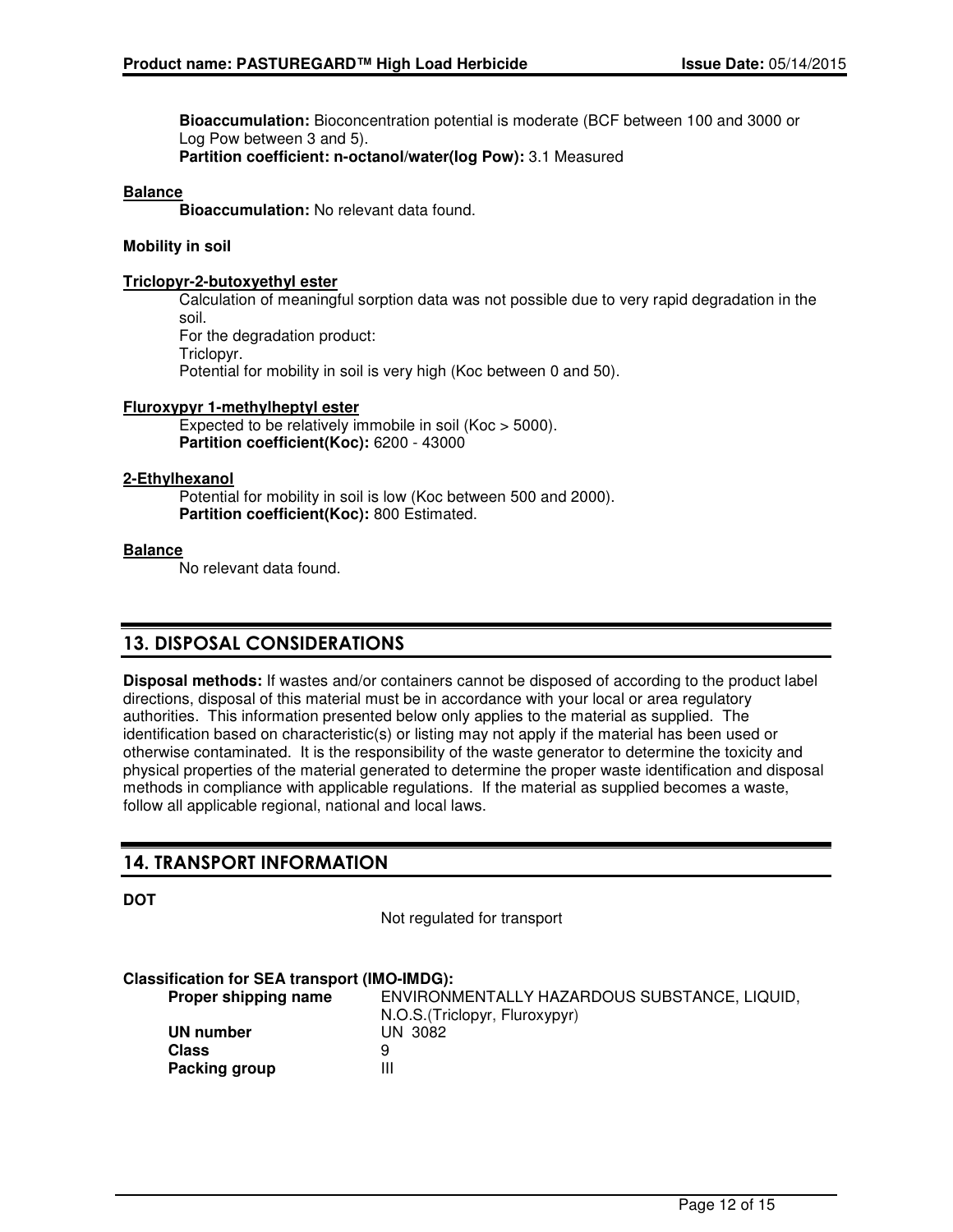**Bioaccumulation:** Bioconcentration potential is moderate (BCF between 100 and 3000 or Log Pow between 3 and 5).
**Partition coefficient: n-octanol/water(log Pow):** 3.1 Measured

**Balance**
**Bioaccumulation:** No relevant data found.

**Mobility in soil**

**Triclopyr-2-butoxyethyl ester**
Calculation of meaningful sorption data was not possible due to very rapid degradation in the soil.
For the degradation product:
Triclopyr.
Potential for mobility in soil is very high (Koc between 0 and 50).

**Fluroxypyr 1-methylheptyl ester**
Expected to be relatively immobile in soil (Koc > 5000).
**Partition coefficient(Koc):** 6200 - 43000

**2-Ethylhexanol**
Potential for mobility in soil is low (Koc between 500 and 2000).
**Partition coefficient(Koc):** 800 Estimated.

**Balance**
No relevant data found.

## 13. DISPOSAL CONSIDERATIONS

**Disposal methods:** If wastes and/or containers cannot be disposed of according to the product label directions, disposal of this material must be in accordance with your local or area regulatory authorities. This information presented below only applies to the material as supplied. The identification based on characteristic(s) or listing may not apply if the material has been used or otherwise contaminated. It is the responsibility of the waste generator to determine the toxicity and physical properties of the material generated to determine the proper waste identification and disposal methods in compliance with applicable regulations. If the material as supplied becomes a waste, follow all applicable regional, national and local laws.

## 14. TRANSPORT INFORMATION

**DOT**

Not regulated for transport

**Classification for SEA transport (IMO-IMDG):**

| | |
|---|---|
| **Proper shipping name** | ENVIRONMENTALLY HAZARDOUS SUBSTANCE, LIQUID, N.O.S.(Triclopyr, Fluroxypyr) |
| **UN number** | UN 3082 |
| **Class** | 9 |
| **Packing group** | III |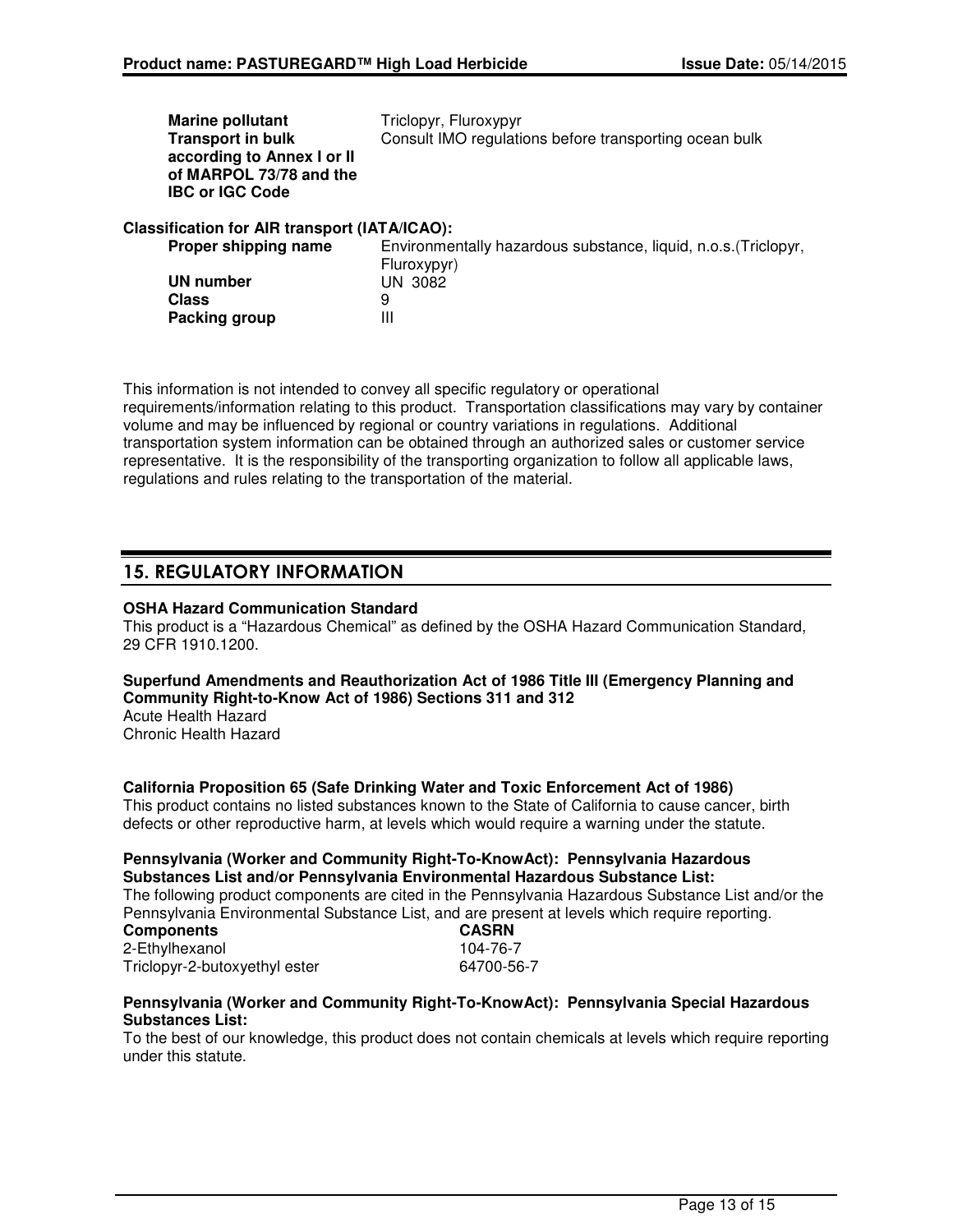| | |
|---|---|
| **Marine pollutant** | Triclopyr, Fluroxypyr |
| **Transport in bulk according to Annex I or II of MARPOL 73/78 and the IBC or IGC Code** | Consult IMO regulations before transporting ocean bulk |

**Classification for AIR transport (IATA/ICAO):**

| | |
|---|---|
| **Proper shipping name** | Environmentally hazardous substance, liquid, n.o.s.(Triclopyr, Fluroxypyr) |
| **UN number** | UN 3082 |
| **Class** | 9 |
| **Packing group** | III |

This information is not intended to convey all specific regulatory or operational requirements/information relating to this product. Transportation classifications may vary by container volume and may be influenced by regional or country variations in regulations. Additional transportation system information can be obtained through an authorized sales or customer service representative. It is the responsibility of the transporting organization to follow all applicable laws, regulations and rules relating to the transportation of the material.

## 15. REGULATORY INFORMATION

**OSHA Hazard Communication Standard**
This product is a "Hazardous Chemical" as defined by the OSHA Hazard Communication Standard, 29 CFR 1910.1200.

**Superfund Amendments and Reauthorization Act of 1986 Title III (Emergency Planning and Community Right-to-Know Act of 1986) Sections 311 and 312**
Acute Health Hazard
Chronic Health Hazard

**California Proposition 65 (Safe Drinking Water and Toxic Enforcement Act of 1986)**
This product contains no listed substances known to the State of California to cause cancer, birth defects or other reproductive harm, at levels which would require a warning under the statute.

**Pennsylvania (Worker and Community Right-To-KnowAct): Pennsylvania Hazardous Substances List and/or Pennsylvania Environmental Hazardous Substance List:**
The following product components are cited in the Pennsylvania Hazardous Substance List and/or the Pennsylvania Environmental Substance List, and are present at levels which require reporting.

| **Components** | **CASRN** |
|---|---|
| 2-Ethylhexanol | 104-76-7 |
| Triclopyr-2-butoxyethyl ester | 64700-56-7 |

**Pennsylvania (Worker and Community Right-To-KnowAct): Pennsylvania Special Hazardous Substances List:**
To the best of our knowledge, this product does not contain chemicals at levels which require reporting under this statute.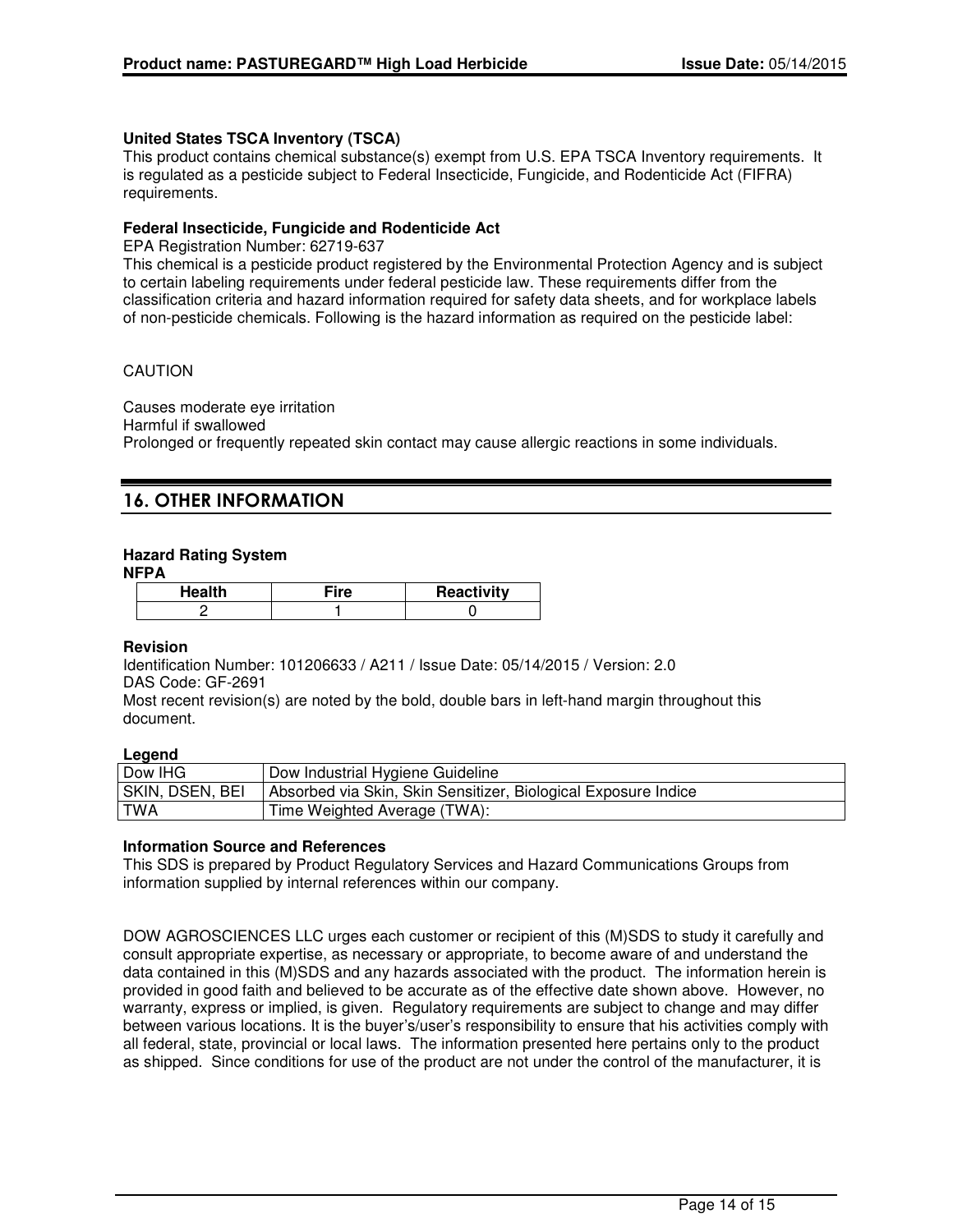**United States TSCA Inventory (TSCA)**
This product contains chemical substance(s) exempt from U.S. EPA TSCA Inventory requirements. It is regulated as a pesticide subject to Federal Insecticide, Fungicide, and Rodenticide Act (FIFRA) requirements.

**Federal Insecticide, Fungicide and Rodenticide Act**
EPA Registration Number: 62719-637
This chemical is a pesticide product registered by the Environmental Protection Agency and is subject to certain labeling requirements under federal pesticide law. These requirements differ from the classification criteria and hazard information required for safety data sheets, and for workplace labels of non-pesticide chemicals. Following is the hazard information as required on the pesticide label:

CAUTION

Causes moderate eye irritation
Harmful if swallowed
Prolonged or frequently repeated skin contact may cause allergic reactions in some individuals.

## 16. OTHER INFORMATION

**Hazard Rating System**
**NFPA**

| Health | Fire | Reactivity |
|---|---|---|
| 2 | 1 | 0 |

**Revision**
Identification Number: 101206633 / A211 / Issue Date: 05/14/2015 / Version: 2.0
DAS Code: GF-2691
Most recent revision(s) are noted by the bold, double bars in left-hand margin throughout this document.

**Legend**

| | |
|---|---|
| Dow IHG | Dow Industrial Hygiene Guideline |
| SKIN, DSEN, BEI | Absorbed via Skin, Skin Sensitizer, Biological Exposure Indice |
| TWA | Time Weighted Average (TWA): |

**Information Source and References**
This SDS is prepared by Product Regulatory Services and Hazard Communications Groups from information supplied by internal references within our company.

DOW AGROSCIENCES LLC urges each customer or recipient of this (M)SDS to study it carefully and consult appropriate expertise, as necessary or appropriate, to become aware of and understand the data contained in this (M)SDS and any hazards associated with the product. The information herein is provided in good faith and believed to be accurate as of the effective date shown above. However, no warranty, express or implied, is given. Regulatory requirements are subject to change and may differ between various locations. It is the buyer's/user's responsibility to ensure that his activities comply with all federal, state, provincial or local laws. The information presented here pertains only to the product as shipped. Since conditions for use of the product are not under the control of the manufacturer, it is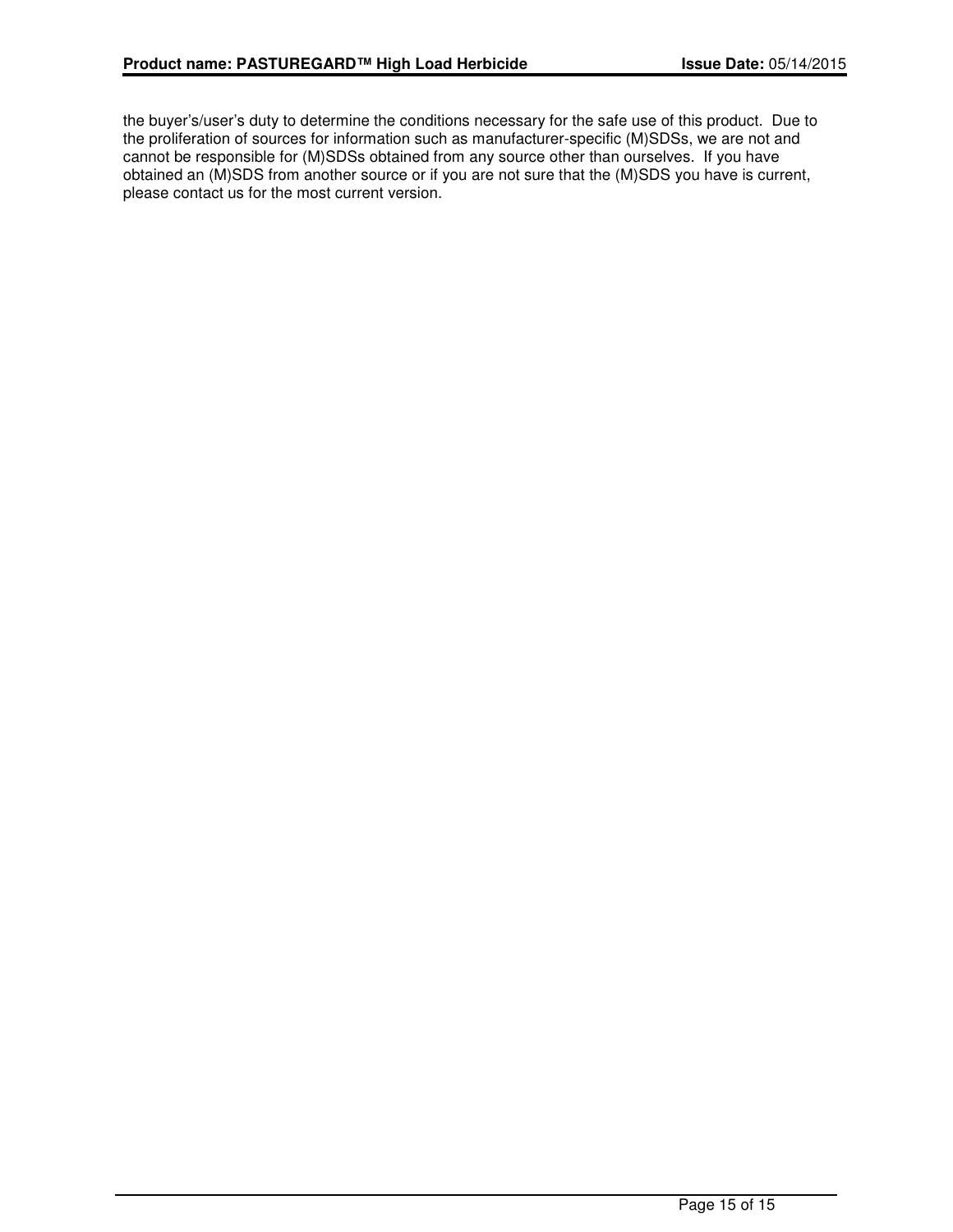the buyer's/user's duty to determine the conditions necessary for the safe use of this product. Due to the proliferation of sources for information such as manufacturer-specific (M)SDSs, we are not and cannot be responsible for (M)SDSs obtained from any source other than ourselves. If you have obtained an (M)SDS from another source or if you are not sure that the (M)SDS you have is current, please contact us for the most current version.